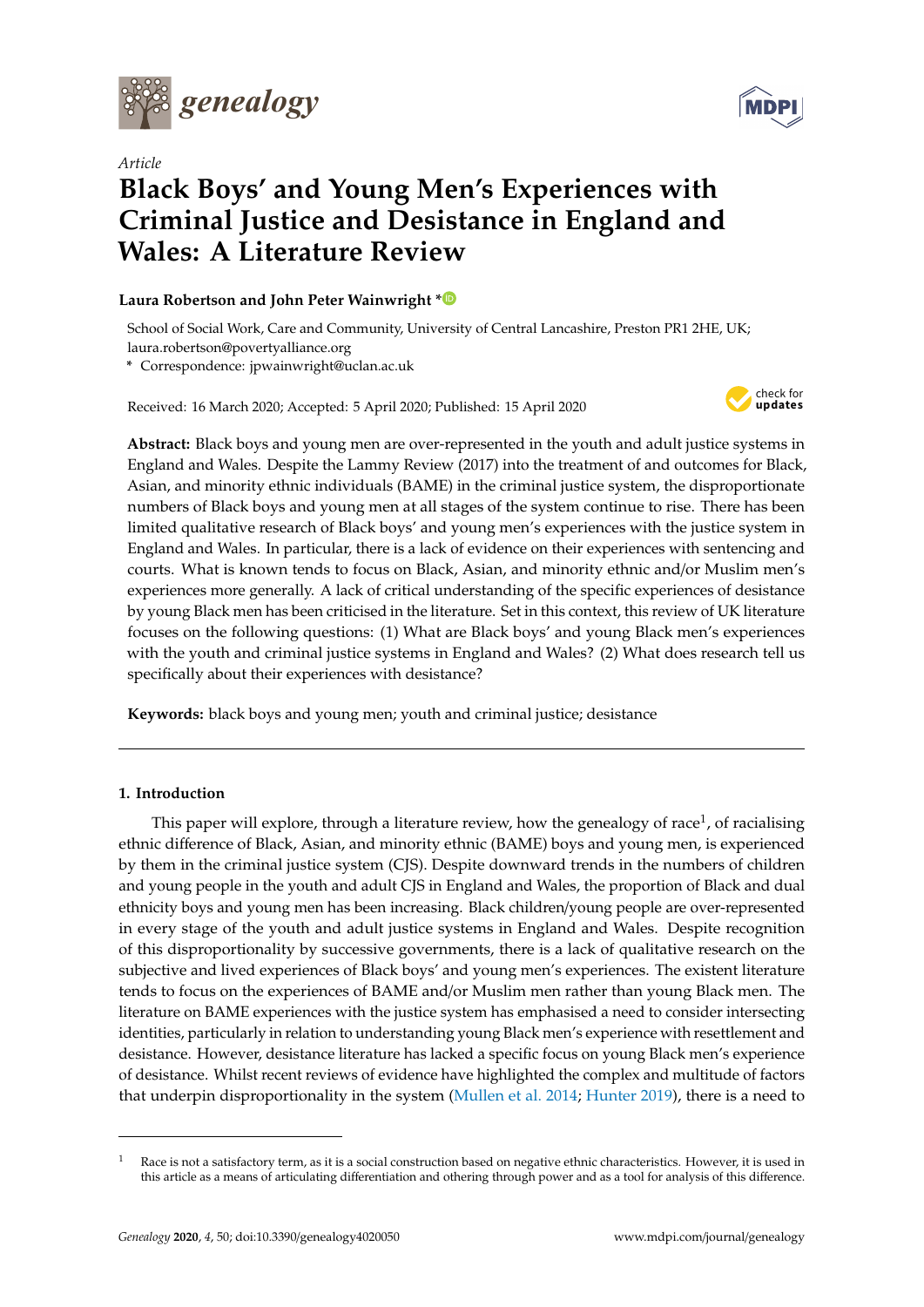*Article*

# Black Boys' and Young Men's Experiences with Criminal Justice and Desistance in England and Wales: A Literature Review

**Laura Robertson and John Peter Wainwright ***

School of Social Work, Care and Community, University of Central Lancashire, Preston PR1 2HE, UK; laura.robertson@povertyalliance.org

\* Correspondence: jpwainwright@uclan.ac.uk

Received: 16 March 2020; Accepted: 5 April 2020; Published: 15 April 2020

**Abstract:** Black boys and young men are over-represented in the youth and adult justice systems in England and Wales. Despite the Lammy Review (2017) into the treatment of and outcomes for Black, Asian, and minority ethnic individuals (BAME) in the criminal justice system, the disproportionate numbers of Black boys and young men at all stages of the system continue to rise. There has been limited qualitative research of Black boys' and young men's experiences with the justice system in England and Wales. In particular, there is a lack of evidence on their experiences with sentencing and courts. What is known tends to focus on Black, Asian, and minority ethnic and/or Muslim men's experiences more generally. A lack of critical understanding of the specific experiences of desistance by young Black men has been criticised in the literature. Set in this context, this review of UK literature focuses on the following questions: (1) What are Black boys' and young Black men's experiences with the youth and criminal justice systems in England and Wales? (2) What does research tell us specifically about their experiences with desistance?

**Keywords:** black boys and young men; youth and criminal justice; desistance

## 1. Introduction

This paper will explore, through a literature review, how the genealogy of race[1], of racialising ethnic difference of Black, Asian, and minority ethnic (BAME) boys and young men, is experienced by them in the criminal justice system (CJS). Despite downward trends in the numbers of children and young people in the youth and adult CJS in England and Wales, the proportion of Black and dual ethnicity boys and young men has been increasing. Black children/young people are over-represented in every stage of the youth and adult justice systems in England and Wales. Despite recognition of this disproportionality by successive governments, there is a lack of qualitative research on the subjective and lived experiences of Black boys' and young men's experiences. The existent literature tends to focus on the experiences of BAME and/or Muslim men rather than young Black men. The literature on BAME experiences with the justice system has emphasised a need to consider intersecting identities, particularly in relation to understanding young Black men's experience with resettlement and desistance. However, desistance literature has lacked a specific focus on young Black men's experience of desistance. Whilst recent reviews of evidence have highlighted the complex and multitude of factors that underpin disproportionality in the system (Mullen et al. 2014; Hunter 2019), there is a need to

[1] Race is not a satisfactory term, as it is a social construction based on negative ethnic characteristics. However, it is used in this article as a means of articulating differentiation and othering through power and as a tool for analysis of this difference.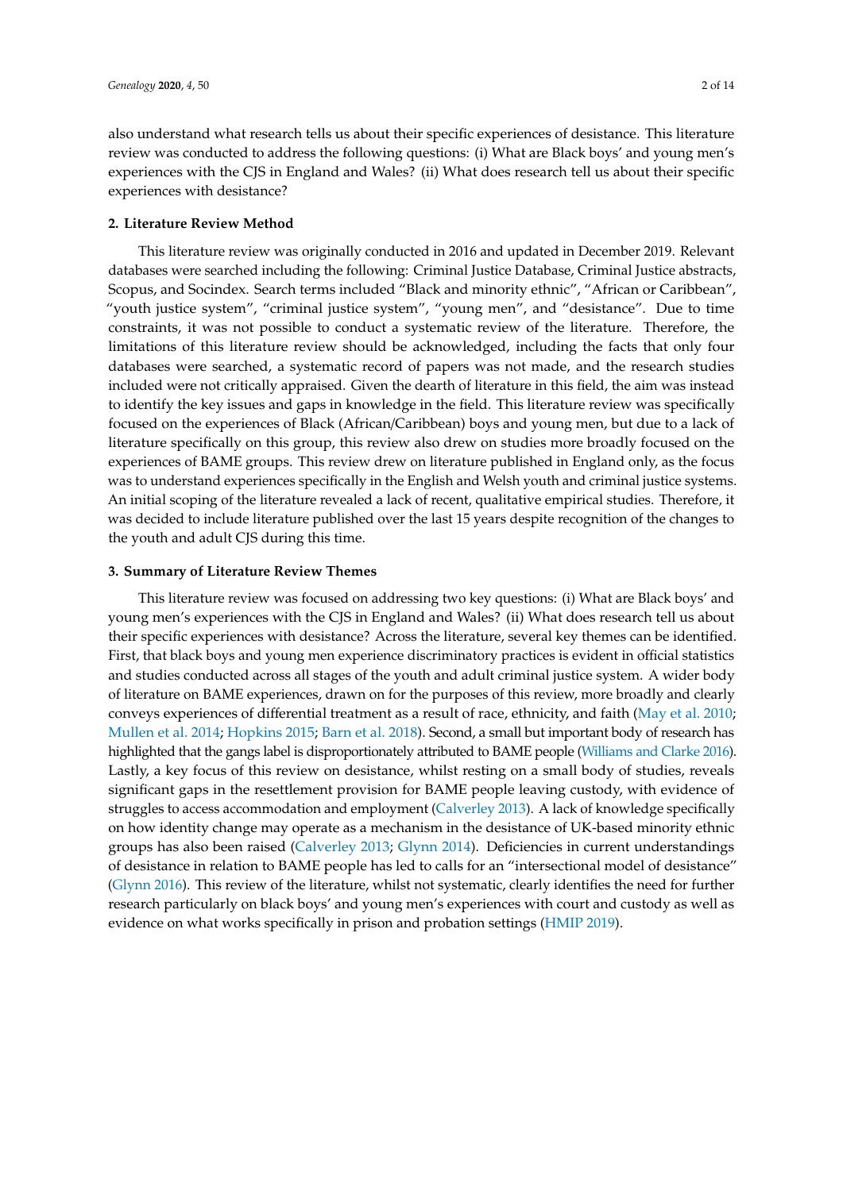also understand what research tells us about their specific experiences of desistance. This literature review was conducted to address the following questions: (i) What are Black boys' and young men's experiences with the CJS in England and Wales? (ii) What does research tell us about their specific experiences with desistance?

## 2. Literature Review Method

This literature review was originally conducted in 2016 and updated in December 2019. Relevant databases were searched including the following: Criminal Justice Database, Criminal Justice abstracts, Scopus, and Socindex. Search terms included "Black and minority ethnic", "African or Caribbean", "youth justice system", "criminal justice system", "young men", and "desistance". Due to time constraints, it was not possible to conduct a systematic review of the literature. Therefore, the limitations of this literature review should be acknowledged, including the facts that only four databases were searched, a systematic record of papers was not made, and the research studies included were not critically appraised. Given the dearth of literature in this field, the aim was instead to identify the key issues and gaps in knowledge in the field. This literature review was specifically focused on the experiences of Black (African/Caribbean) boys and young men, but due to a lack of literature specifically on this group, this review also drew on studies more broadly focused on the experiences of BAME groups. This review drew on literature published in England only, as the focus was to understand experiences specifically in the English and Welsh youth and criminal justice systems. An initial scoping of the literature revealed a lack of recent, qualitative empirical studies. Therefore, it was decided to include literature published over the last 15 years despite recognition of the changes to the youth and adult CJS during this time.

## 3. Summary of Literature Review Themes

This literature review was focused on addressing two key questions: (i) What are Black boys' and young men's experiences with the CJS in England and Wales? (ii) What does research tell us about their specific experiences with desistance? Across the literature, several key themes can be identified. First, that black boys and young men experience discriminatory practices is evident in official statistics and studies conducted across all stages of the youth and adult criminal justice system. A wider body of literature on BAME experiences, drawn on for the purposes of this review, more broadly and clearly conveys experiences of differential treatment as a result of race, ethnicity, and faith (May et al. 2010; Mullen et al. 2014; Hopkins 2015; Barn et al. 2018). Second, a small but important body of research has highlighted that the gangs label is disproportionately attributed to BAME people (Williams and Clarke 2016). Lastly, a key focus of this review on desistance, whilst resting on a small body of studies, reveals significant gaps in the resettlement provision for BAME people leaving custody, with evidence of struggles to access accommodation and employment (Calverley 2013). A lack of knowledge specifically on how identity change may operate as a mechanism in the desistance of UK-based minority ethnic groups has also been raised (Calverley 2013; Glynn 2014). Deficiencies in current understandings of desistance in relation to BAME people has led to calls for an "intersectional model of desistance" (Glynn 2016). This review of the literature, whilst not systematic, clearly identifies the need for further research particularly on black boys' and young men's experiences with court and custody as well as evidence on what works specifically in prison and probation settings (HMIP 2019).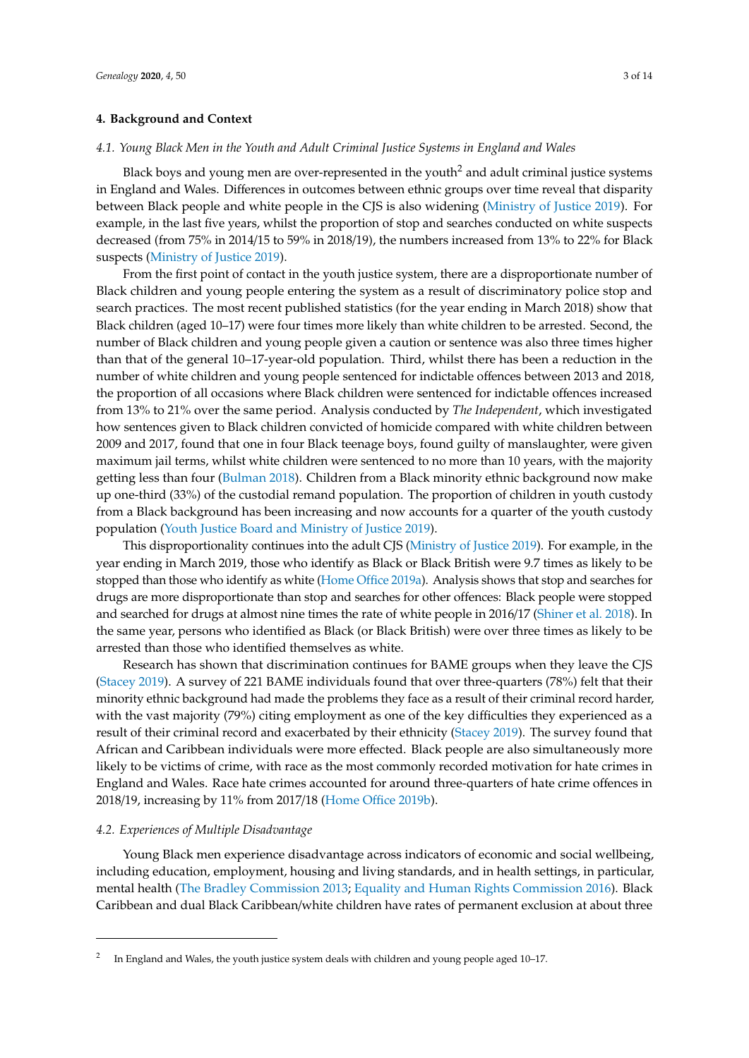## 4. Background and Context

### *4.1. Young Black Men in the Youth and Adult Criminal Justice Systems in England and Wales*

Black boys and young men are over-represented in the youth[2] and adult criminal justice systems in England and Wales. Differences in outcomes between ethnic groups over time reveal that disparity between Black people and white people in the CJS is also widening (Ministry of Justice 2019). For example, in the last five years, whilst the proportion of stop and searches conducted on white suspects decreased (from 75% in 2014/15 to 59% in 2018/19), the numbers increased from 13% to 22% for Black suspects (Ministry of Justice 2019).

From the first point of contact in the youth justice system, there are a disproportionate number of Black children and young people entering the system as a result of discriminatory police stop and search practices. The most recent published statistics (for the year ending in March 2018) show that Black children (aged 10–17) were four times more likely than white children to be arrested. Second, the number of Black children and young people given a caution or sentence was also three times higher than that of the general 10–17-year-old population. Third, whilst there has been a reduction in the number of white children and young people sentenced for indictable offences between 2013 and 2018, the proportion of all occasions where Black children were sentenced for indictable offences increased from 13% to 21% over the same period. Analysis conducted by *The Independent*, which investigated how sentences given to Black children convicted of homicide compared with white children between 2009 and 2017, found that one in four Black teenage boys, found guilty of manslaughter, were given maximum jail terms, whilst white children were sentenced to no more than 10 years, with the majority getting less than four (Bulman 2018). Children from a Black minority ethnic background now make up one-third (33%) of the custodial remand population. The proportion of children in youth custody from a Black background has been increasing and now accounts for a quarter of the youth custody population (Youth Justice Board and Ministry of Justice 2019).

This disproportionality continues into the adult CJS (Ministry of Justice 2019). For example, in the year ending in March 2019, those who identify as Black or Black British were 9.7 times as likely to be stopped than those who identify as white (Home Office 2019a). Analysis shows that stop and searches for drugs are more disproportionate than stop and searches for other offences: Black people were stopped and searched for drugs at almost nine times the rate of white people in 2016/17 (Shiner et al. 2018). In the same year, persons who identified as Black (or Black British) were over three times as likely to be arrested than those who identified themselves as white.

Research has shown that discrimination continues for BAME groups when they leave the CJS (Stacey 2019). A survey of 221 BAME individuals found that over three-quarters (78%) felt that their minority ethnic background had made the problems they face as a result of their criminal record harder, with the vast majority (79%) citing employment as one of the key difficulties they experienced as a result of their criminal record and exacerbated by their ethnicity (Stacey 2019). The survey found that African and Caribbean individuals were more effected. Black people are also simultaneously more likely to be victims of crime, with race as the most commonly recorded motivation for hate crimes in England and Wales. Race hate crimes accounted for around three-quarters of hate crime offences in 2018/19, increasing by 11% from 2017/18 (Home Office 2019b).

### *4.2. Experiences of Multiple Disadvantage*

Young Black men experience disadvantage across indicators of economic and social wellbeing, including education, employment, housing and living standards, and in health settings, in particular, mental health (The Bradley Commission 2013; Equality and Human Rights Commission 2016). Black Caribbean and dual Black Caribbean/white children have rates of permanent exclusion at about three

---

[2] In England and Wales, the youth justice system deals with children and young people aged 10–17.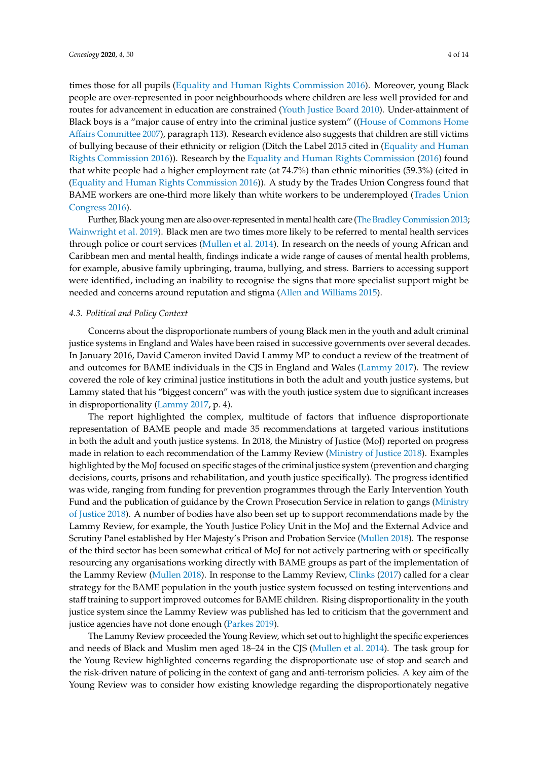times those for all pupils (Equality and Human Rights Commission 2016). Moreover, young Black people are over-represented in poor neighbourhoods where children are less well provided for and routes for advancement in education are constrained (Youth Justice Board 2010). Under-attainment of Black boys is a "major cause of entry into the criminal justice system" ((House of Commons Home Affairs Committee 2007), paragraph 113). Research evidence also suggests that children are still victims of bullying because of their ethnicity or religion (Ditch the Label 2015 cited in (Equality and Human Rights Commission 2016)). Research by the Equality and Human Rights Commission (2016) found that white people had a higher employment rate (at 74.7%) than ethnic minorities (59.3%) (cited in (Equality and Human Rights Commission 2016)). A study by the Trades Union Congress found that BAME workers are one-third more likely than white workers to be underemployed (Trades Union Congress 2016).

Further, Black young men are also over-represented in mental health care (The Bradley Commission 2013; Wainwright et al. 2019). Black men are two times more likely to be referred to mental health services through police or court services (Mullen et al. 2014). In research on the needs of young African and Caribbean men and mental health, findings indicate a wide range of causes of mental health problems, for example, abusive family upbringing, trauma, bullying, and stress. Barriers to accessing support were identified, including an inability to recognise the signs that more specialist support might be needed and concerns around reputation and stigma (Allen and Williams 2015).

### *4.3. Political and Policy Context*

Concerns about the disproportionate numbers of young Black men in the youth and adult criminal justice systems in England and Wales have been raised in successive governments over several decades. In January 2016, David Cameron invited David Lammy MP to conduct a review of the treatment of and outcomes for BAME individuals in the CJS in England and Wales (Lammy 2017). The review covered the role of key criminal justice institutions in both the adult and youth justice systems, but Lammy stated that his "biggest concern" was with the youth justice system due to significant increases in disproportionality (Lammy 2017, p. 4).

The report highlighted the complex, multitude of factors that influence disproportionate representation of BAME people and made 35 recommendations at targeted various institutions in both the adult and youth justice systems. In 2018, the Ministry of Justice (MoJ) reported on progress made in relation to each recommendation of the Lammy Review (Ministry of Justice 2018). Examples highlighted by the MoJ focused on specific stages of the criminal justice system (prevention and charging decisions, courts, prisons and rehabilitation, and youth justice specifically). The progress identified was wide, ranging from funding for prevention programmes through the Early Intervention Youth Fund and the publication of guidance by the Crown Prosecution Service in relation to gangs (Ministry of Justice 2018). A number of bodies have also been set up to support recommendations made by the Lammy Review, for example, the Youth Justice Policy Unit in the MoJ and the External Advice and Scrutiny Panel established by Her Majesty's Prison and Probation Service (Mullen 2018). The response of the third sector has been somewhat critical of MoJ for not actively partnering with or specifically resourcing any organisations working directly with BAME groups as part of the implementation of the Lammy Review (Mullen 2018). In response to the Lammy Review, Clinks (2017) called for a clear strategy for the BAME population in the youth justice system focussed on testing interventions and staff training to support improved outcomes for BAME children. Rising disproportionality in the youth justice system since the Lammy Review was published has led to criticism that the government and justice agencies have not done enough (Parkes 2019).

The Lammy Review proceeded the Young Review, which set out to highlight the specific experiences and needs of Black and Muslim men aged 18–24 in the CJS (Mullen et al. 2014). The task group for the Young Review highlighted concerns regarding the disproportionate use of stop and search and the risk-driven nature of policing in the context of gang and anti-terrorism policies. A key aim of the Young Review was to consider how existing knowledge regarding the disproportionately negative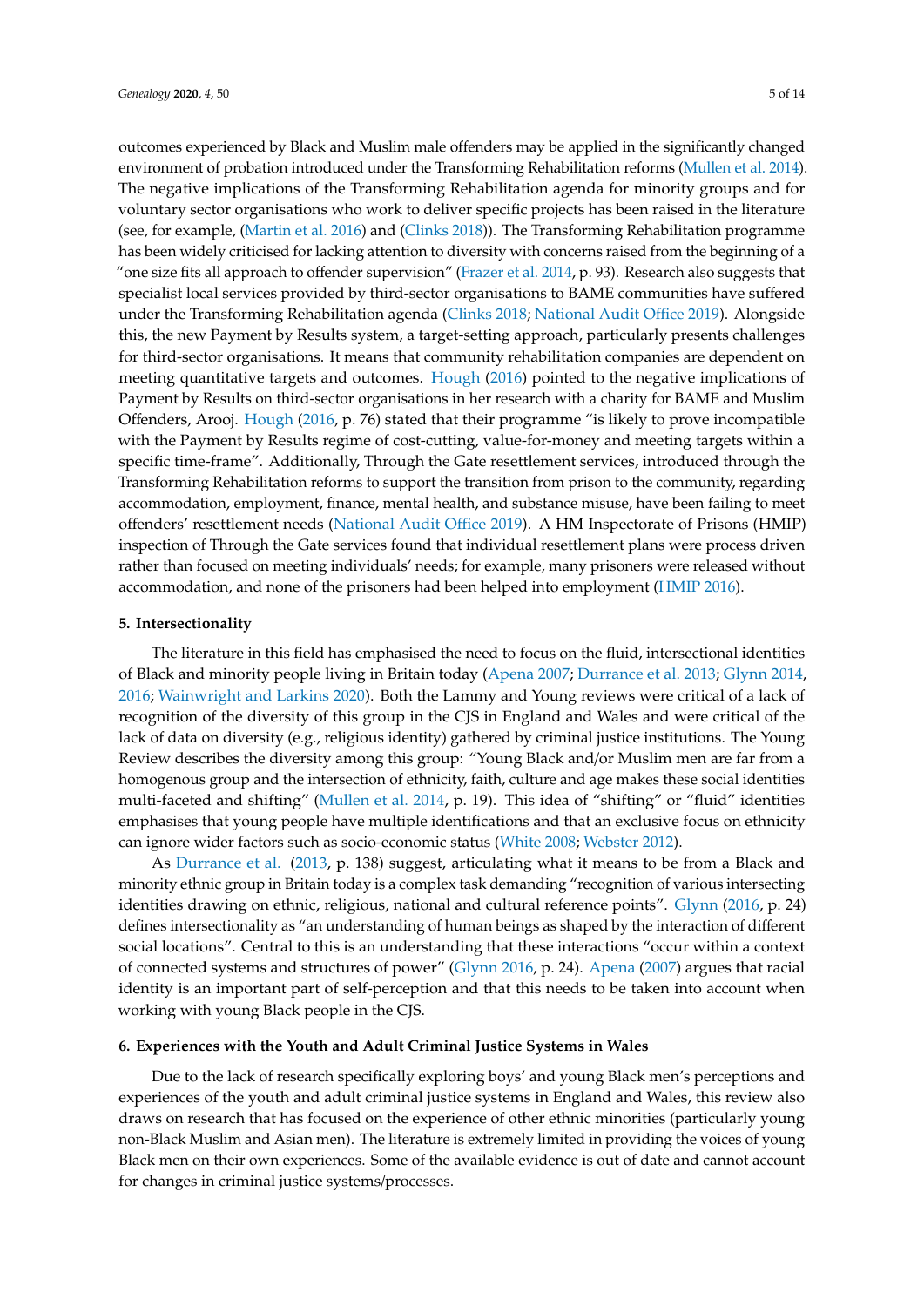outcomes experienced by Black and Muslim male offenders may be applied in the significantly changed environment of probation introduced under the Transforming Rehabilitation reforms (Mullen et al. 2014). The negative implications of the Transforming Rehabilitation agenda for minority groups and for voluntary sector organisations who work to deliver specific projects has been raised in the literature (see, for example, (Martin et al. 2016) and (Clinks 2018)). The Transforming Rehabilitation programme has been widely criticised for lacking attention to diversity with concerns raised from the beginning of a "one size fits all approach to offender supervision" (Frazer et al. 2014, p. 93). Research also suggests that specialist local services provided by third-sector organisations to BAME communities have suffered under the Transforming Rehabilitation agenda (Clinks 2018; National Audit Office 2019). Alongside this, the new Payment by Results system, a target-setting approach, particularly presents challenges for third-sector organisations. It means that community rehabilitation companies are dependent on meeting quantitative targets and outcomes. Hough (2016) pointed to the negative implications of Payment by Results on third-sector organisations in her research with a charity for BAME and Muslim Offenders, Arooj. Hough (2016, p. 76) stated that their programme "is likely to prove incompatible with the Payment by Results regime of cost-cutting, value-for-money and meeting targets within a specific time-frame". Additionally, Through the Gate resettlement services, introduced through the Transforming Rehabilitation reforms to support the transition from prison to the community, regarding accommodation, employment, finance, mental health, and substance misuse, have been failing to meet offenders' resettlement needs (National Audit Office 2019). A HM Inspectorate of Prisons (HMIP) inspection of Through the Gate services found that individual resettlement plans were process driven rather than focused on meeting individuals' needs; for example, many prisoners were released without accommodation, and none of the prisoners had been helped into employment (HMIP 2016).

## 5. Intersectionality

The literature in this field has emphasised the need to focus on the fluid, intersectional identities of Black and minority people living in Britain today (Apena 2007; Durrance et al. 2013; Glynn 2014, 2016; Wainwright and Larkins 2020). Both the Lammy and Young reviews were critical of a lack of recognition of the diversity of this group in the CJS in England and Wales and were critical of the lack of data on diversity (e.g., religious identity) gathered by criminal justice institutions. The Young Review describes the diversity among this group: "Young Black and/or Muslim men are far from a homogenous group and the intersection of ethnicity, faith, culture and age makes these social identities multi-faceted and shifting" (Mullen et al. 2014, p. 19). This idea of "shifting" or "fluid" identities emphasises that young people have multiple identifications and that an exclusive focus on ethnicity can ignore wider factors such as socio-economic status (White 2008; Webster 2012).

As Durrance et al. (2013, p. 138) suggest, articulating what it means to be from a Black and minority ethnic group in Britain today is a complex task demanding "recognition of various intersecting identities drawing on ethnic, religious, national and cultural reference points". Glynn (2016, p. 24) defines intersectionality as "an understanding of human beings as shaped by the interaction of different social locations". Central to this is an understanding that these interactions "occur within a context of connected systems and structures of power" (Glynn 2016, p. 24). Apena (2007) argues that racial identity is an important part of self-perception and that this needs to be taken into account when working with young Black people in the CJS.

## 6. Experiences with the Youth and Adult Criminal Justice Systems in Wales

Due to the lack of research specifically exploring boys' and young Black men's perceptions and experiences of the youth and adult criminal justice systems in England and Wales, this review also draws on research that has focused on the experience of other ethnic minorities (particularly young non-Black Muslim and Asian men). The literature is extremely limited in providing the voices of young Black men on their own experiences. Some of the available evidence is out of date and cannot account for changes in criminal justice systems/processes.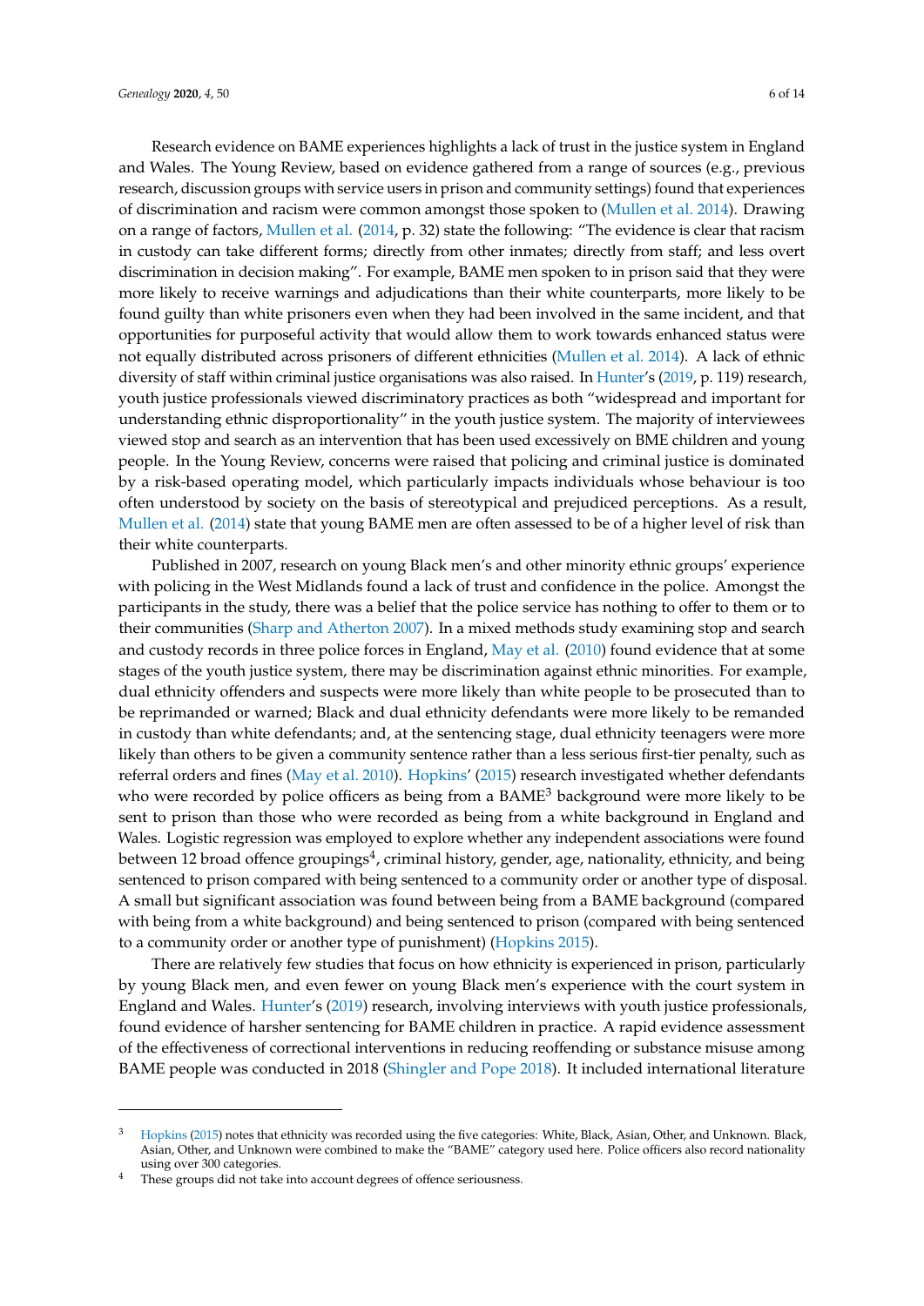Research evidence on BAME experiences highlights a lack of trust in the justice system in England and Wales. The Young Review, based on evidence gathered from a range of sources (e.g., previous research, discussion groups with service users in prison and community settings) found that experiences of discrimination and racism were common amongst those spoken to (Mullen et al. 2014). Drawing on a range of factors, Mullen et al. (2014, p. 32) state the following: "The evidence is clear that racism in custody can take different forms; directly from other inmates; directly from staff; and less overt discrimination in decision making". For example, BAME men spoken to in prison said that they were more likely to receive warnings and adjudications than their white counterparts, more likely to be found guilty than white prisoners even when they had been involved in the same incident, and that opportunities for purposeful activity that would allow them to work towards enhanced status were not equally distributed across prisoners of different ethnicities (Mullen et al. 2014). A lack of ethnic diversity of staff within criminal justice organisations was also raised. In Hunter's (2019, p. 119) research, youth justice professionals viewed discriminatory practices as both "widespread and important for understanding ethnic disproportionality" in the youth justice system. The majority of interviewees viewed stop and search as an intervention that has been used excessively on BME children and young people. In the Young Review, concerns were raised that policing and criminal justice is dominated by a risk-based operating model, which particularly impacts individuals whose behaviour is too often understood by society on the basis of stereotypical and prejudiced perceptions. As a result, Mullen et al. (2014) state that young BAME men are often assessed to be of a higher level of risk than their white counterparts.

Published in 2007, research on young Black men's and other minority ethnic groups' experience with policing in the West Midlands found a lack of trust and confidence in the police. Amongst the participants in the study, there was a belief that the police service has nothing to offer to them or to their communities (Sharp and Atherton 2007). In a mixed methods study examining stop and search and custody records in three police forces in England, May et al. (2010) found evidence that at some stages of the youth justice system, there may be discrimination against ethnic minorities. For example, dual ethnicity offenders and suspects were more likely than white people to be prosecuted than to be reprimanded or warned; Black and dual ethnicity defendants were more likely to be remanded in custody than white defendants; and, at the sentencing stage, dual ethnicity teenagers were more likely than others to be given a community sentence rather than a less serious first-tier penalty, such as referral orders and fines (May et al. 2010). Hopkins' (2015) research investigated whether defendants who were recorded by police officers as being from a BAME[3] background were more likely to be sent to prison than those who were recorded as being from a white background in England and Wales. Logistic regression was employed to explore whether any independent associations were found between 12 broad offence groupings[4], criminal history, gender, age, nationality, ethnicity, and being sentenced to prison compared with being sentenced to a community order or another type of disposal. A small but significant association was found between being from a BAME background (compared with being from a white background) and being sentenced to prison (compared with being sentenced to a community order or another type of punishment) (Hopkins 2015).

There are relatively few studies that focus on how ethnicity is experienced in prison, particularly by young Black men, and even fewer on young Black men's experience with the court system in England and Wales. Hunter's (2019) research, involving interviews with youth justice professionals, found evidence of harsher sentencing for BAME children in practice. A rapid evidence assessment of the effectiveness of correctional interventions in reducing reoffending or substance misuse among BAME people was conducted in 2018 (Shingler and Pope 2018). It included international literature

---

[3] Hopkins (2015) notes that ethnicity was recorded using the five categories: White, Black, Asian, Other, and Unknown. Black, Asian, Other, and Unknown were combined to make the "BAME" category used here. Police officers also record nationality using over 300 categories.

[4] These groups did not take into account degrees of offence seriousness.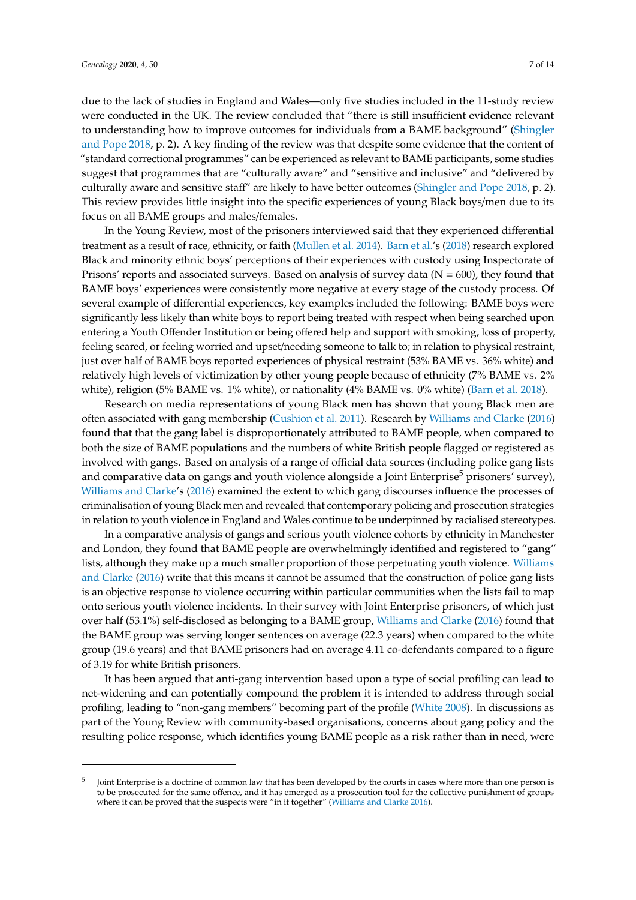due to the lack of studies in England and Wales—only five studies included in the 11-study review were conducted in the UK. The review concluded that "there is still insufficient evidence relevant to understanding how to improve outcomes for individuals from a BAME background" (Shingler and Pope 2018, p. 2). A key finding of the review was that despite some evidence that the content of "standard correctional programmes" can be experienced as relevant to BAME participants, some studies suggest that programmes that are "culturally aware" and "sensitive and inclusive" and "delivered by culturally aware and sensitive staff" are likely to have better outcomes (Shingler and Pope 2018, p. 2). This review provides little insight into the specific experiences of young Black boys/men due to its focus on all BAME groups and males/females.

In the Young Review, most of the prisoners interviewed said that they experienced differential treatment as a result of race, ethnicity, or faith (Mullen et al. 2014). Barn et al.'s (2018) research explored Black and minority ethnic boys' perceptions of their experiences with custody using Inspectorate of Prisons' reports and associated surveys. Based on analysis of survey data (N = 600), they found that BAME boys' experiences were consistently more negative at every stage of the custody process. Of several example of differential experiences, key examples included the following: BAME boys were significantly less likely than white boys to report being treated with respect when being searched upon entering a Youth Offender Institution or being offered help and support with smoking, loss of property, feeling scared, or feeling worried and upset/needing someone to talk to; in relation to physical restraint, just over half of BAME boys reported experiences of physical restraint (53% BAME vs. 36% white) and relatively high levels of victimization by other young people because of ethnicity (7% BAME vs. 2% white), religion (5% BAME vs. 1% white), or nationality (4% BAME vs. 0% white) (Barn et al. 2018).

Research on media representations of young Black men has shown that young Black men are often associated with gang membership (Cushion et al. 2011). Research by Williams and Clarke (2016) found that that the gang label is disproportionately attributed to BAME people, when compared to both the size of BAME populations and the numbers of white British people flagged or registered as involved with gangs. Based on analysis of a range of official data sources (including police gang lists and comparative data on gangs and youth violence alongside a Joint Enterprise[5] prisoners' survey), Williams and Clarke's (2016) examined the extent to which gang discourses influence the processes of criminalisation of young Black men and revealed that contemporary policing and prosecution strategies in relation to youth violence in England and Wales continue to be underpinned by racialised stereotypes.

In a comparative analysis of gangs and serious youth violence cohorts by ethnicity in Manchester and London, they found that BAME people are overwhelmingly identified and registered to "gang" lists, although they make up a much smaller proportion of those perpetuating youth violence. Williams and Clarke (2016) write that this means it cannot be assumed that the construction of police gang lists is an objective response to violence occurring within particular communities when the lists fail to map onto serious youth violence incidents. In their survey with Joint Enterprise prisoners, of which just over half (53.1%) self-disclosed as belonging to a BAME group, Williams and Clarke (2016) found that the BAME group was serving longer sentences on average (22.3 years) when compared to the white group (19.6 years) and that BAME prisoners had on average 4.11 co-defendants compared to a figure of 3.19 for white British prisoners.

It has been argued that anti-gang intervention based upon a type of social profiling can lead to net-widening and can potentially compound the problem it is intended to address through social profiling, leading to "non-gang members" becoming part of the profile (White 2008). In discussions as part of the Young Review with community-based organisations, concerns about gang policy and the resulting police response, which identifies young BAME people as a risk rather than in need, were

[5] Joint Enterprise is a doctrine of common law that has been developed by the courts in cases where more than one person is to be prosecuted for the same offence, and it has emerged as a prosecution tool for the collective punishment of groups where it can be proved that the suspects were "in it together" (Williams and Clarke 2016).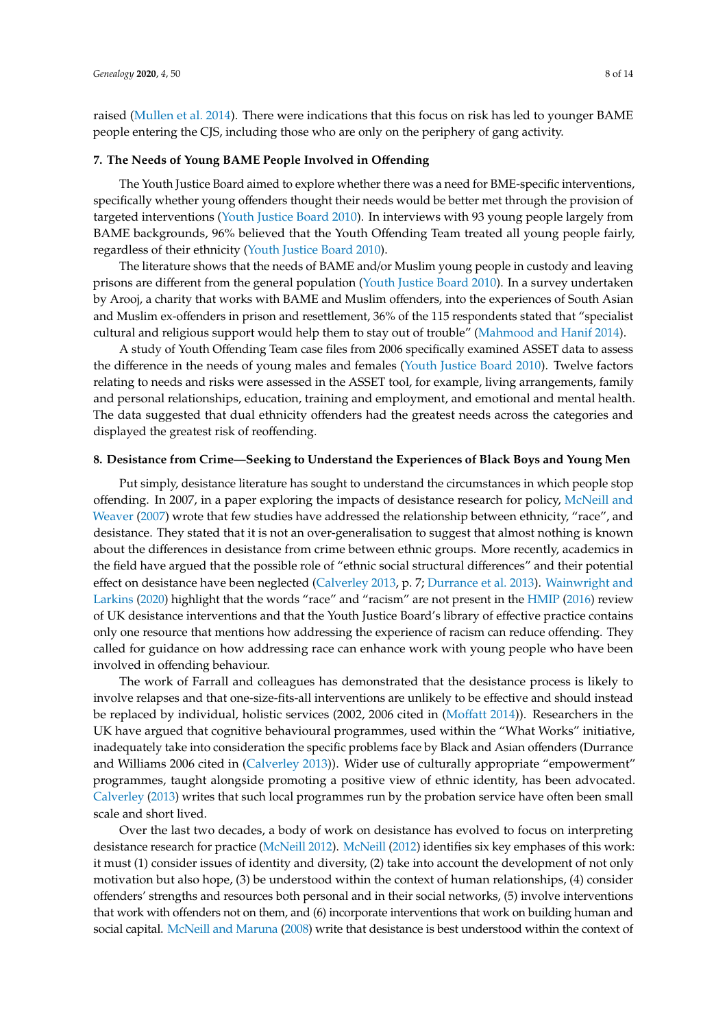raised (Mullen et al. 2014). There were indications that this focus on risk has led to younger BAME people entering the CJS, including those who are only on the periphery of gang activity.

## 7. The Needs of Young BAME People Involved in Offending

The Youth Justice Board aimed to explore whether there was a need for BME-specific interventions, specifically whether young offenders thought their needs would be better met through the provision of targeted interventions (Youth Justice Board 2010). In interviews with 93 young people largely from BAME backgrounds, 96% believed that the Youth Offending Team treated all young people fairly, regardless of their ethnicity (Youth Justice Board 2010).

The literature shows that the needs of BAME and/or Muslim young people in custody and leaving prisons are different from the general population (Youth Justice Board 2010). In a survey undertaken by Arooj, a charity that works with BAME and Muslim offenders, into the experiences of South Asian and Muslim ex-offenders in prison and resettlement, 36% of the 115 respondents stated that "specialist cultural and religious support would help them to stay out of trouble" (Mahmood and Hanif 2014).

A study of Youth Offending Team case files from 2006 specifically examined ASSET data to assess the difference in the needs of young males and females (Youth Justice Board 2010). Twelve factors relating to needs and risks were assessed in the ASSET tool, for example, living arrangements, family and personal relationships, education, training and employment, and emotional and mental health. The data suggested that dual ethnicity offenders had the greatest needs across the categories and displayed the greatest risk of reoffending.

## 8. Desistance from Crime—Seeking to Understand the Experiences of Black Boys and Young Men

Put simply, desistance literature has sought to understand the circumstances in which people stop offending. In 2007, in a paper exploring the impacts of desistance research for policy, McNeill and Weaver (2007) wrote that few studies have addressed the relationship between ethnicity, "race", and desistance. They stated that it is not an over-generalisation to suggest that almost nothing is known about the differences in desistance from crime between ethnic groups. More recently, academics in the field have argued that the possible role of "ethnic social structural differences" and their potential effect on desistance have been neglected (Calverley 2013, p. 7; Durrance et al. 2013). Wainwright and Larkins (2020) highlight that the words "race" and "racism" are not present in the HMIP (2016) review of UK desistance interventions and that the Youth Justice Board's library of effective practice contains only one resource that mentions how addressing the experience of racism can reduce offending. They called for guidance on how addressing race can enhance work with young people who have been involved in offending behaviour.

The work of Farrall and colleagues has demonstrated that the desistance process is likely to involve relapses and that one-size-fits-all interventions are unlikely to be effective and should instead be replaced by individual, holistic services (2002, 2006 cited in (Moffatt 2014)). Researchers in the UK have argued that cognitive behavioural programmes, used within the "What Works" initiative, inadequately take into consideration the specific problems face by Black and Asian offenders (Durrance and Williams 2006 cited in (Calverley 2013)). Wider use of culturally appropriate "empowerment" programmes, taught alongside promoting a positive view of ethnic identity, has been advocated. Calverley (2013) writes that such local programmes run by the probation service have often been small scale and short lived.

Over the last two decades, a body of work on desistance has evolved to focus on interpreting desistance research for practice (McNeill 2012). McNeill (2012) identifies six key emphases of this work: it must (1) consider issues of identity and diversity, (2) take into account the development of not only motivation but also hope, (3) be understood within the context of human relationships, (4) consider offenders' strengths and resources both personal and in their social networks, (5) involve interventions that work with offenders not on them, and (6) incorporate interventions that work on building human and social capital. McNeill and Maruna (2008) write that desistance is best understood within the context of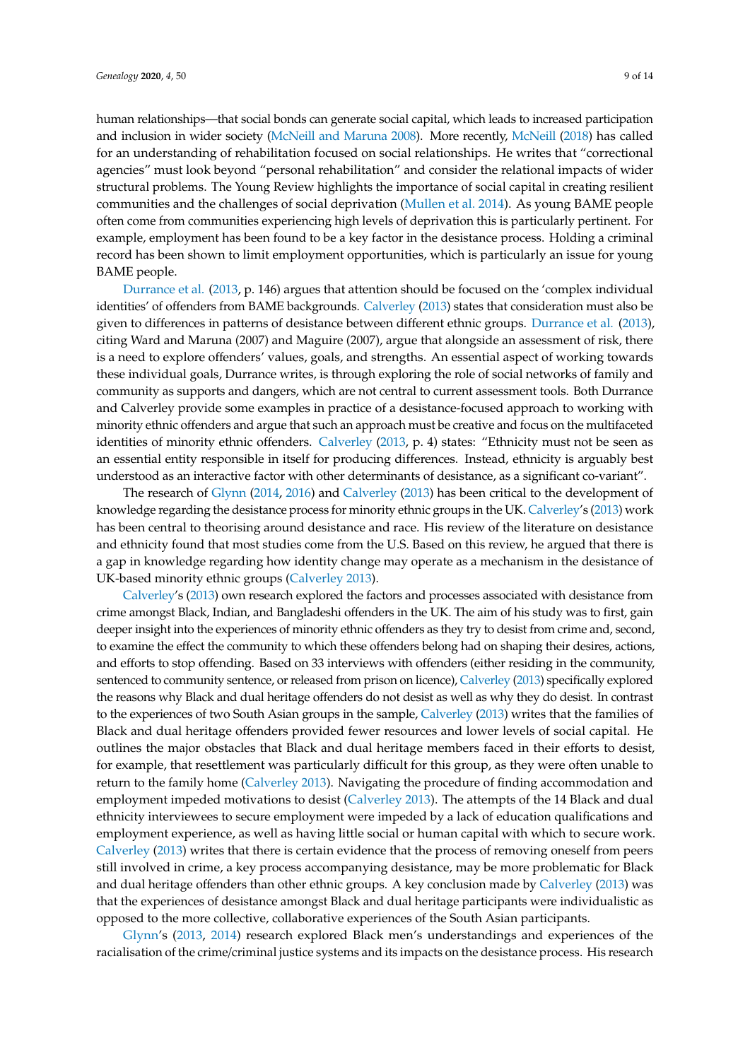human relationships—that social bonds can generate social capital, which leads to increased participation and inclusion in wider society (McNeill and Maruna 2008). More recently, McNeill (2018) has called for an understanding of rehabilitation focused on social relationships. He writes that "correctional agencies" must look beyond "personal rehabilitation" and consider the relational impacts of wider structural problems. The Young Review highlights the importance of social capital in creating resilient communities and the challenges of social deprivation (Mullen et al. 2014). As young BAME people often come from communities experiencing high levels of deprivation this is particularly pertinent. For example, employment has been found to be a key factor in the desistance process. Holding a criminal record has been shown to limit employment opportunities, which is particularly an issue for young BAME people.

Durrance et al. (2013, p. 146) argues that attention should be focused on the 'complex individual identities' of offenders from BAME backgrounds. Calverley (2013) states that consideration must also be given to differences in patterns of desistance between different ethnic groups. Durrance et al. (2013), citing Ward and Maruna (2007) and Maguire (2007), argue that alongside an assessment of risk, there is a need to explore offenders' values, goals, and strengths. An essential aspect of working towards these individual goals, Durrance writes, is through exploring the role of social networks of family and community as supports and dangers, which are not central to current assessment tools. Both Durrance and Calverley provide some examples in practice of a desistance-focused approach to working with minority ethnic offenders and argue that such an approach must be creative and focus on the multifaceted identities of minority ethnic offenders. Calverley (2013, p. 4) states: "Ethnicity must not be seen as an essential entity responsible in itself for producing differences. Instead, ethnicity is arguably best understood as an interactive factor with other determinants of desistance, as a significant co-variant".

The research of Glynn (2014, 2016) and Calverley (2013) has been critical to the development of knowledge regarding the desistance process for minority ethnic groups in the UK. Calverley's (2013) work has been central to theorising around desistance and race. His review of the literature on desistance and ethnicity found that most studies come from the U.S. Based on this review, he argued that there is a gap in knowledge regarding how identity change may operate as a mechanism in the desistance of UK-based minority ethnic groups (Calverley 2013).

Calverley's (2013) own research explored the factors and processes associated with desistance from crime amongst Black, Indian, and Bangladeshi offenders in the UK. The aim of his study was to first, gain deeper insight into the experiences of minority ethnic offenders as they try to desist from crime and, second, to examine the effect the community to which these offenders belong had on shaping their desires, actions, and efforts to stop offending. Based on 33 interviews with offenders (either residing in the community, sentenced to community sentence, or released from prison on licence), Calverley (2013) specifically explored the reasons why Black and dual heritage offenders do not desist as well as why they do desist. In contrast to the experiences of two South Asian groups in the sample, Calverley (2013) writes that the families of Black and dual heritage offenders provided fewer resources and lower levels of social capital. He outlines the major obstacles that Black and dual heritage members faced in their efforts to desist, for example, that resettlement was particularly difficult for this group, as they were often unable to return to the family home (Calverley 2013). Navigating the procedure of finding accommodation and employment impeded motivations to desist (Calverley 2013). The attempts of the 14 Black and dual ethnicity interviewees to secure employment were impeded by a lack of education qualifications and employment experience, as well as having little social or human capital with which to secure work. Calverley (2013) writes that there is certain evidence that the process of removing oneself from peers still involved in crime, a key process accompanying desistance, may be more problematic for Black and dual heritage offenders than other ethnic groups. A key conclusion made by Calverley (2013) was that the experiences of desistance amongst Black and dual heritage participants were individualistic as opposed to the more collective, collaborative experiences of the South Asian participants.

Glynn's (2013, 2014) research explored Black men's understandings and experiences of the racialisation of the crime/criminal justice systems and its impacts on the desistance process. His research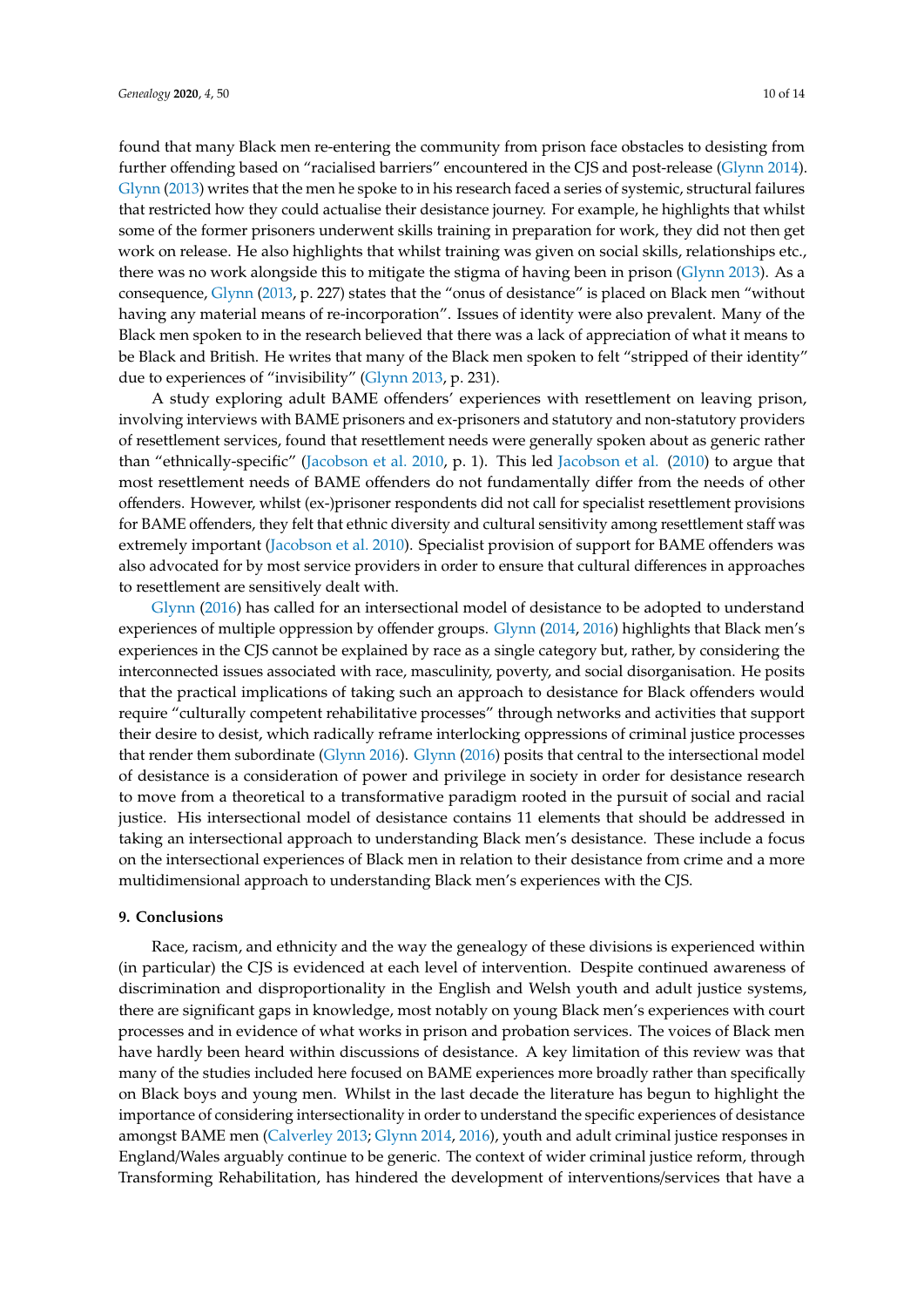found that many Black men re-entering the community from prison face obstacles to desisting from further offending based on "racialised barriers" encountered in the CJS and post-release (Glynn 2014). Glynn (2013) writes that the men he spoke to in his research faced a series of systemic, structural failures that restricted how they could actualise their desistance journey. For example, he highlights that whilst some of the former prisoners underwent skills training in preparation for work, they did not then get work on release. He also highlights that whilst training was given on social skills, relationships etc., there was no work alongside this to mitigate the stigma of having been in prison (Glynn 2013). As a consequence, Glynn (2013, p. 227) states that the "onus of desistance" is placed on Black men "without having any material means of re-incorporation". Issues of identity were also prevalent. Many of the Black men spoken to in the research believed that there was a lack of appreciation of what it means to be Black and British. He writes that many of the Black men spoken to felt "stripped of their identity" due to experiences of "invisibility" (Glynn 2013, p. 231).

A study exploring adult BAME offenders' experiences with resettlement on leaving prison, involving interviews with BAME prisoners and ex-prisoners and statutory and non-statutory providers of resettlement services, found that resettlement needs were generally spoken about as generic rather than "ethnically-specific" (Jacobson et al. 2010, p. 1). This led Jacobson et al. (2010) to argue that most resettlement needs of BAME offenders do not fundamentally differ from the needs of other offenders. However, whilst (ex-)prisoner respondents did not call for specialist resettlement provisions for BAME offenders, they felt that ethnic diversity and cultural sensitivity among resettlement staff was extremely important (Jacobson et al. 2010). Specialist provision of support for BAME offenders was also advocated for by most service providers in order to ensure that cultural differences in approaches to resettlement are sensitively dealt with.

Glynn (2016) has called for an intersectional model of desistance to be adopted to understand experiences of multiple oppression by offender groups. Glynn (2014, 2016) highlights that Black men's experiences in the CJS cannot be explained by race as a single category but, rather, by considering the interconnected issues associated with race, masculinity, poverty, and social disorganisation. He posits that the practical implications of taking such an approach to desistance for Black offenders would require "culturally competent rehabilitative processes" through networks and activities that support their desire to desist, which radically reframe interlocking oppressions of criminal justice processes that render them subordinate (Glynn 2016). Glynn (2016) posits that central to the intersectional model of desistance is a consideration of power and privilege in society in order for desistance research to move from a theoretical to a transformative paradigm rooted in the pursuit of social and racial justice. His intersectional model of desistance contains 11 elements that should be addressed in taking an intersectional approach to understanding Black men's desistance. These include a focus on the intersectional experiences of Black men in relation to their desistance from crime and a more multidimensional approach to understanding Black men's experiences with the CJS.

## 9. Conclusions

Race, racism, and ethnicity and the way the genealogy of these divisions is experienced within (in particular) the CJS is evidenced at each level of intervention. Despite continued awareness of discrimination and disproportionality in the English and Welsh youth and adult justice systems, there are significant gaps in knowledge, most notably on young Black men's experiences with court processes and in evidence of what works in prison and probation services. The voices of Black men have hardly been heard within discussions of desistance. A key limitation of this review was that many of the studies included here focused on BAME experiences more broadly rather than specifically on Black boys and young men. Whilst in the last decade the literature has begun to highlight the importance of considering intersectionality in order to understand the specific experiences of desistance amongst BAME men (Calverley 2013; Glynn 2014, 2016), youth and adult criminal justice responses in England/Wales arguably continue to be generic. The context of wider criminal justice reform, through Transforming Rehabilitation, has hindered the development of interventions/services that have a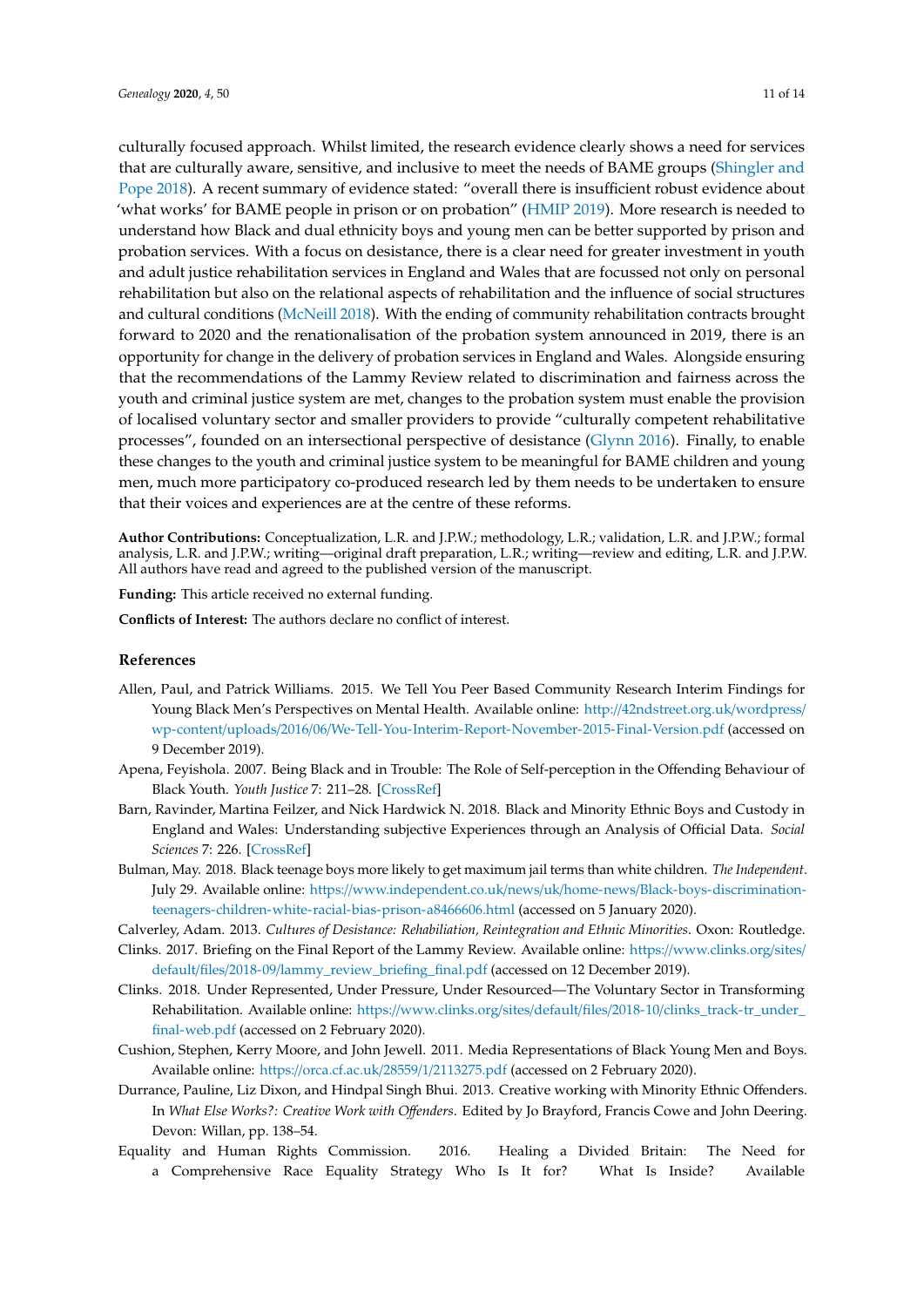culturally focused approach. Whilst limited, the research evidence clearly shows a need for services that are culturally aware, sensitive, and inclusive to meet the needs of BAME groups (Shingler and Pope 2018). A recent summary of evidence stated: "overall there is insufficient robust evidence about 'what works' for BAME people in prison or on probation" (HMIP 2019). More research is needed to understand how Black and dual ethnicity boys and young men can be better supported by prison and probation services. With a focus on desistance, there is a clear need for greater investment in youth and adult justice rehabilitation services in England and Wales that are focussed not only on personal rehabilitation but also on the relational aspects of rehabilitation and the influence of social structures and cultural conditions (McNeill 2018). With the ending of community rehabilitation contracts brought forward to 2020 and the renationalisation of the probation system announced in 2019, there is an opportunity for change in the delivery of probation services in England and Wales. Alongside ensuring that the recommendations of the Lammy Review related to discrimination and fairness across the youth and criminal justice system are met, changes to the probation system must enable the provision of localised voluntary sector and smaller providers to provide "culturally competent rehabilitative processes", founded on an intersectional perspective of desistance (Glynn 2016). Finally, to enable these changes to the youth and criminal justice system to be meaningful for BAME children and young men, much more participatory co-produced research led by them needs to be undertaken to ensure that their voices and experiences are at the centre of these reforms.

**Author Contributions:** Conceptualization, L.R. and J.P.W.; methodology, L.R.; validation, L.R. and J.P.W.; formal analysis, L.R. and J.P.W.; writing—original draft preparation, L.R.; writing—review and editing, L.R. and J.P.W. All authors have read and agreed to the published version of the manuscript.

**Funding:** This article received no external funding.

**Conflicts of Interest:** The authors declare no conflict of interest.

## References

Allen, Paul, and Patrick Williams. 2015. We Tell You Peer Based Community Research Interim Findings for Young Black Men's Perspectives on Mental Health. Available online: http://42ndstreet.org.uk/wordpress/wp-content/uploads/2016/06/We-Tell-You-Interim-Report-November-2015-Final-Version.pdf (accessed on 9 December 2019).

Apena, Feyishola. 2007. Being Black and in Trouble: The Role of Self-perception in the Offending Behaviour of Black Youth. *Youth Justice* 7: 211–28. [CrossRef]

Barn, Ravinder, Martina Feilzer, and Nick Hardwick N. 2018. Black and Minority Ethnic Boys and Custody in England and Wales: Understanding subjective Experiences through an Analysis of Official Data. *Social Sciences* 7: 226. [CrossRef]

Bulman, May. 2018. Black teenage boys more likely to get maximum jail terms than white children. *The Independent*. July 29. Available online: https://www.independent.co.uk/news/uk/home-news/Black-boys-discrimination-teenagers-children-white-racial-bias-prison-a8466606.html (accessed on 5 January 2020).

Calverley, Adam. 2013. *Cultures of Desistance: Rehabiliation, Reintegration and Ethnic Minorities*. Oxon: Routledge.

Clinks. 2017. Briefing on the Final Report of the Lammy Review. Available online: https://www.clinks.org/sites/default/files/2018-09/lammy_review_briefing_final.pdf (accessed on 12 December 2019).

Clinks. 2018. Under Represented, Under Pressure, Under Resourced—The Voluntary Sector in Transforming Rehabilitation. Available online: https://www.clinks.org/sites/default/files/2018-10/clinks_track-tr_under_final-web.pdf (accessed on 2 February 2020).

Cushion, Stephen, Kerry Moore, and John Jewell. 2011. Media Representations of Black Young Men and Boys. Available online: https://orca.cf.ac.uk/28559/1/2113275.pdf (accessed on 2 February 2020).

Durrance, Pauline, Liz Dixon, and Hindpal Singh Bhui. 2013. Creative working with Minority Ethnic Offenders. In *What Else Works?: Creative Work with Offenders*. Edited by Jo Brayford, Francis Cowe and John Deering. Devon: Willan, pp. 138–54.

Equality and Human Rights Commission. 2016. Healing a Divided Britain: The Need for a Comprehensive Race Equality Strategy Who Is It for? What Is Inside? Available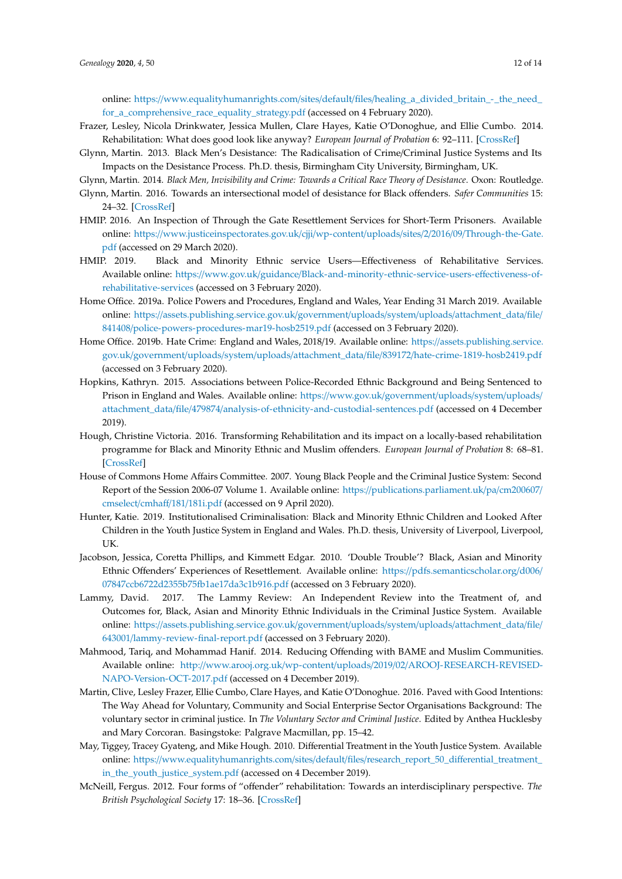online: https://www.equalityhumanrights.com/sites/default/files/healing_a_divided_britain_-_the_need_for_a_comprehensive_race_equality_strategy.pdf (accessed on 4 February 2020).

Frazer, Lesley, Nicola Drinkwater, Jessica Mullen, Clare Hayes, Katie O'Donoghue, and Ellie Cumbo. 2014. Rehabilitation: What does good look like anyway? *European Journal of Probation* 6: 92–111. [CrossRef]

Glynn, Martin. 2013. Black Men's Desistance: The Radicalisation of Crime/Criminal Justice Systems and Its Impacts on the Desistance Process. Ph.D. thesis, Birmingham City University, Birmingham, UK.

Glynn, Martin. 2014. *Black Men, Invisibility and Crime: Towards a Critical Race Theory of Desistance*. Oxon: Routledge.

Glynn, Martin. 2016. Towards an intersectional model of desistance for Black offenders. *Safer Communities* 15: 24–32. [CrossRef]

HMIP. 2016. An Inspection of Through the Gate Resettlement Services for Short-Term Prisoners. Available online: https://www.justiceinspectorates.gov.uk/cjji/wp-content/uploads/sites/2/2016/09/Through-the-Gate.pdf (accessed on 29 March 2020).

HMIP. 2019. Black and Minority Ethnic service Users—Effectiveness of Rehabilitative Services. Available online: https://www.gov.uk/guidance/Black-and-minority-ethnic-service-users-effectiveness-of-rehabilitative-services (accessed on 3 February 2020).

Home Office. 2019a. Police Powers and Procedures, England and Wales, Year Ending 31 March 2019. Available online: https://assets.publishing.service.gov.uk/government/uploads/system/uploads/attachment_data/file/841408/police-powers-procedures-mar19-hosb2519.pdf (accessed on 3 February 2020).

Home Office. 2019b. Hate Crime: England and Wales, 2018/19. Available online: https://assets.publishing.service.gov.uk/government/uploads/system/uploads/attachment_data/file/839172/hate-crime-1819-hosb2419.pdf (accessed on 3 February 2020).

Hopkins, Kathryn. 2015. Associations between Police-Recorded Ethnic Background and Being Sentenced to Prison in England and Wales. Available online: https://www.gov.uk/government/uploads/system/uploads/attachment_data/file/479874/analysis-of-ethnicity-and-custodial-sentences.pdf (accessed on 4 December 2019).

Hough, Christine Victoria. 2016. Transforming Rehabilitation and its impact on a locally-based rehabilitation programme for Black and Minority Ethnic and Muslim offenders. *European Journal of Probation* 8: 68–81. [CrossRef]

House of Commons Home Affairs Committee. 2007. Young Black People and the Criminal Justice System: Second Report of the Session 2006-07 Volume 1. Available online: https://publications.parliament.uk/pa/cm200607/cmselect/cmhaff/181/181i.pdf (accessed on 9 April 2020).

Hunter, Katie. 2019. Institutionalised Criminalisation: Black and Minority Ethnic Children and Looked After Children in the Youth Justice System in England and Wales. Ph.D. thesis, University of Liverpool, Liverpool, UK.

Jacobson, Jessica, Coretta Phillips, and Kimmett Edgar. 2010. 'Double Trouble'? Black, Asian and Minority Ethnic Offenders' Experiences of Resettlement. Available online: https://pdfs.semanticscholar.org/d006/07847ccb6722d2355b75fb1ae17da3c1b916.pdf (accessed on 3 February 2020).

Lammy, David. 2017. The Lammy Review: An Independent Review into the Treatment of, and Outcomes for, Black, Asian and Minority Ethnic Individuals in the Criminal Justice System. Available online: https://assets.publishing.service.gov.uk/government/uploads/system/uploads/attachment_data/file/643001/lammy-review-final-report.pdf (accessed on 3 February 2020).

Mahmood, Tariq, and Mohammad Hanif. 2014. Reducing Offending with BAME and Muslim Communities. Available online: http://www.arooj.org.uk/wp-content/uploads/2019/02/AROOJ-RESEARCH-REVISED-NAPO-Version-OCT-2017.pdf (accessed on 4 December 2019).

Martin, Clive, Lesley Frazer, Ellie Cumbo, Clare Hayes, and Katie O'Donoghue. 2016. Paved with Good Intentions: The Way Ahead for Voluntary, Community and Social Enterprise Sector Organisations Background: The voluntary sector in criminal justice. In *The Voluntary Sector and Criminal Justice*. Edited by Anthea Hucklesby and Mary Corcoran. Basingstoke: Palgrave Macmillan, pp. 15–42.

May, Tiggey, Tracey Gyateng, and Mike Hough. 2010. Differential Treatment in the Youth Justice System. Available online: https://www.equalityhumanrights.com/sites/default/files/research_report_50_differential_treatment_in_the_youth_justice_system.pdf (accessed on 4 December 2019).

McNeill, Fergus. 2012. Four forms of "offender" rehabilitation: Towards an interdisciplinary perspective. *The British Psychological Society* 17: 18–36. [CrossRef]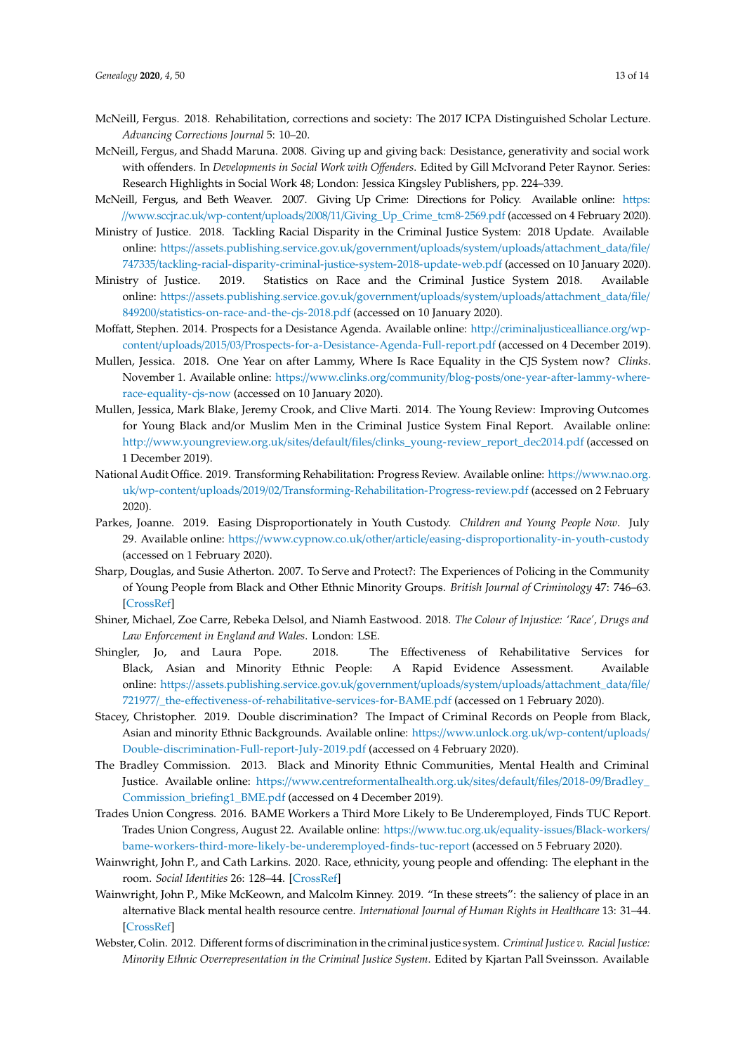McNeill, Fergus. 2018. Rehabilitation, corrections and society: The 2017 ICPA Distinguished Scholar Lecture. *Advancing Corrections Journal* 5: 10–20.

McNeill, Fergus, and Shadd Maruna. 2008. Giving up and giving back: Desistance, generativity and social work with offenders. In *Developments in Social Work with Offenders*. Edited by Gill McIvorand Peter Raynor. Series: Research Highlights in Social Work 48; London: Jessica Kingsley Publishers, pp. 224–339.

McNeill, Fergus, and Beth Weaver. 2007. Giving Up Crime: Directions for Policy. Available online: https://www.sccjr.ac.uk/wp-content/uploads/2008/11/Giving_Up_Crime_tcm8-2569.pdf (accessed on 4 February 2020).

Ministry of Justice. 2018. Tackling Racial Disparity in the Criminal Justice System: 2018 Update. Available online: https://assets.publishing.service.gov.uk/government/uploads/system/uploads/attachment_data/file/747335/tackling-racial-disparity-criminal-justice-system-2018-update-web.pdf (accessed on 10 January 2020).

Ministry of Justice. 2019. Statistics on Race and the Criminal Justice System 2018. Available online: https://assets.publishing.service.gov.uk/government/uploads/system/uploads/attachment_data/file/849200/statistics-on-race-and-the-cjs-2018.pdf (accessed on 10 January 2020).

Moffatt, Stephen. 2014. Prospects for a Desistance Agenda. Available online: http://criminaljusticealliance.org/wp-content/uploads/2015/03/Prospects-for-a-Desistance-Agenda-Full-report.pdf (accessed on 4 December 2019).

Mullen, Jessica. 2018. One Year on after Lammy, Where Is Race Equality in the CJS System now? *Clinks*. November 1. Available online: https://www.clinks.org/community/blog-posts/one-year-after-lammy-where-race-equality-cjs-now (accessed on 10 January 2020).

Mullen, Jessica, Mark Blake, Jeremy Crook, and Clive Marti. 2014. The Young Review: Improving Outcomes for Young Black and/or Muslim Men in the Criminal Justice System Final Report. Available online: http://www.youngreview.org.uk/sites/default/files/clinks_young-review_report_dec2014.pdf (accessed on 1 December 2019).

National Audit Office. 2019. Transforming Rehabilitation: Progress Review. Available online: https://www.nao.org.uk/wp-content/uploads/2019/02/Transforming-Rehabilitation-Progress-review.pdf (accessed on 2 February 2020).

Parkes, Joanne. 2019. Easing Disproportionately in Youth Custody. *Children and Young People Now*. July 29. Available online: https://www.cypnow.co.uk/other/article/easing-disproportionality-in-youth-custody (accessed on 1 February 2020).

Sharp, Douglas, and Susie Atherton. 2007. To Serve and Protect?: The Experiences of Policing in the Community of Young People from Black and Other Ethnic Minority Groups. *British Journal of Criminology* 47: 746–63. [CrossRef]

Shiner, Michael, Zoe Carre, Rebeka Delsol, and Niamh Eastwood. 2018. *The Colour of Injustice: 'Race', Drugs and Law Enforcement in England and Wales*. London: LSE.

Shingler, Jo, and Laura Pope. 2018. The Effectiveness of Rehabilitative Services for Black, Asian and Minority Ethnic People: A Rapid Evidence Assessment. Available online: https://assets.publishing.service.gov.uk/government/uploads/system/uploads/attachment_data/file/721977/_the-effectiveness-of-rehabilitative-services-for-BAME.pdf (accessed on 1 February 2020).

Stacey, Christopher. 2019. Double discrimination? The Impact of Criminal Records on People from Black, Asian and minority Ethnic Backgrounds. Available online: https://www.unlock.org.uk/wp-content/uploads/Double-discrimination-Full-report-July-2019.pdf (accessed on 4 February 2020).

The Bradley Commission. 2013. Black and Minority Ethnic Communities, Mental Health and Criminal Justice. Available online: https://www.centreformentalhealth.org.uk/sites/default/files/2018-09/Bradley_Commission_briefing1_BME.pdf (accessed on 4 December 2019).

Trades Union Congress. 2016. BAME Workers a Third More Likely to Be Underemployed, Finds TUC Report. Trades Union Congress, August 22. Available online: https://www.tuc.org.uk/equality-issues/Black-workers/bame-workers-third-more-likely-be-underemployed-finds-tuc-report (accessed on 5 February 2020).

Wainwright, John P., and Cath Larkins. 2020. Race, ethnicity, young people and offending: The elephant in the room. *Social Identities* 26: 128–44. [CrossRef]

Wainwright, John P., Mike McKeown, and Malcolm Kinney. 2019. "In these streets": the saliency of place in an alternative Black mental health resource centre. *International Journal of Human Rights in Healthcare* 13: 31–44. [CrossRef]

Webster, Colin. 2012. Different forms of discrimination in the criminal justice system. *Criminal Justice v. Racial Justice: Minority Ethnic Overrepresentation in the Criminal Justice System*. Edited by Kjartan Pall Sveinsson. Available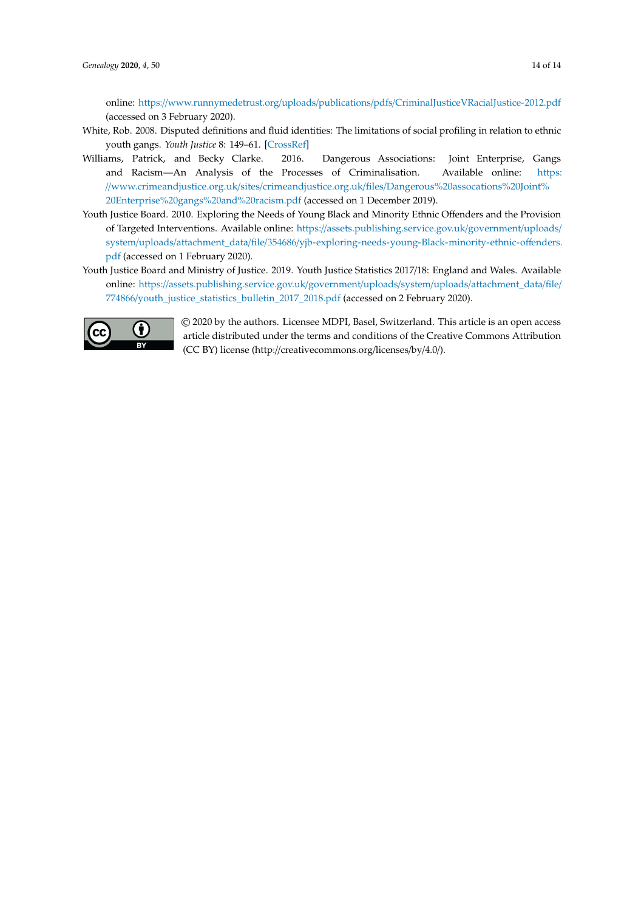online: https://www.runnymedetrust.org/uploads/publications/pdfs/CriminalJusticeVRacialJustice-2012.pdf (accessed on 3 February 2020).

White, Rob. 2008. Disputed definitions and fluid identities: The limitations of social profiling in relation to ethnic youth gangs. *Youth Justice* 8: 149–61. [CrossRef]

Williams, Patrick, and Becky Clarke. 2016. Dangerous Associations: Joint Enterprise, Gangs and Racism—An Analysis of the Processes of Criminalisation. Available online: https://www.crimeandjustice.org.uk/sites/crimeandjustice.org.uk/files/Dangerous%20assocations%20Joint%20Enterprise%20gangs%20and%20racism.pdf (accessed on 1 December 2019).

Youth Justice Board. 2010. Exploring the Needs of Young Black and Minority Ethnic Offenders and the Provision of Targeted Interventions. Available online: https://assets.publishing.service.gov.uk/government/uploads/system/uploads/attachment_data/file/354686/yjb-exploring-needs-young-Black-minority-ethnic-offenders.pdf (accessed on 1 February 2020).

Youth Justice Board and Ministry of Justice. 2019. Youth Justice Statistics 2017/18: England and Wales. Available online: https://assets.publishing.service.gov.uk/government/uploads/system/uploads/attachment_data/file/774866/youth_justice_statistics_bulletin_2017_2018.pdf (accessed on 2 February 2020).

© 2020 by the authors. Licensee MDPI, Basel, Switzerland. This article is an open access article distributed under the terms and conditions of the Creative Commons Attribution (CC BY) license (http://creativecommons.org/licenses/by/4.0/).